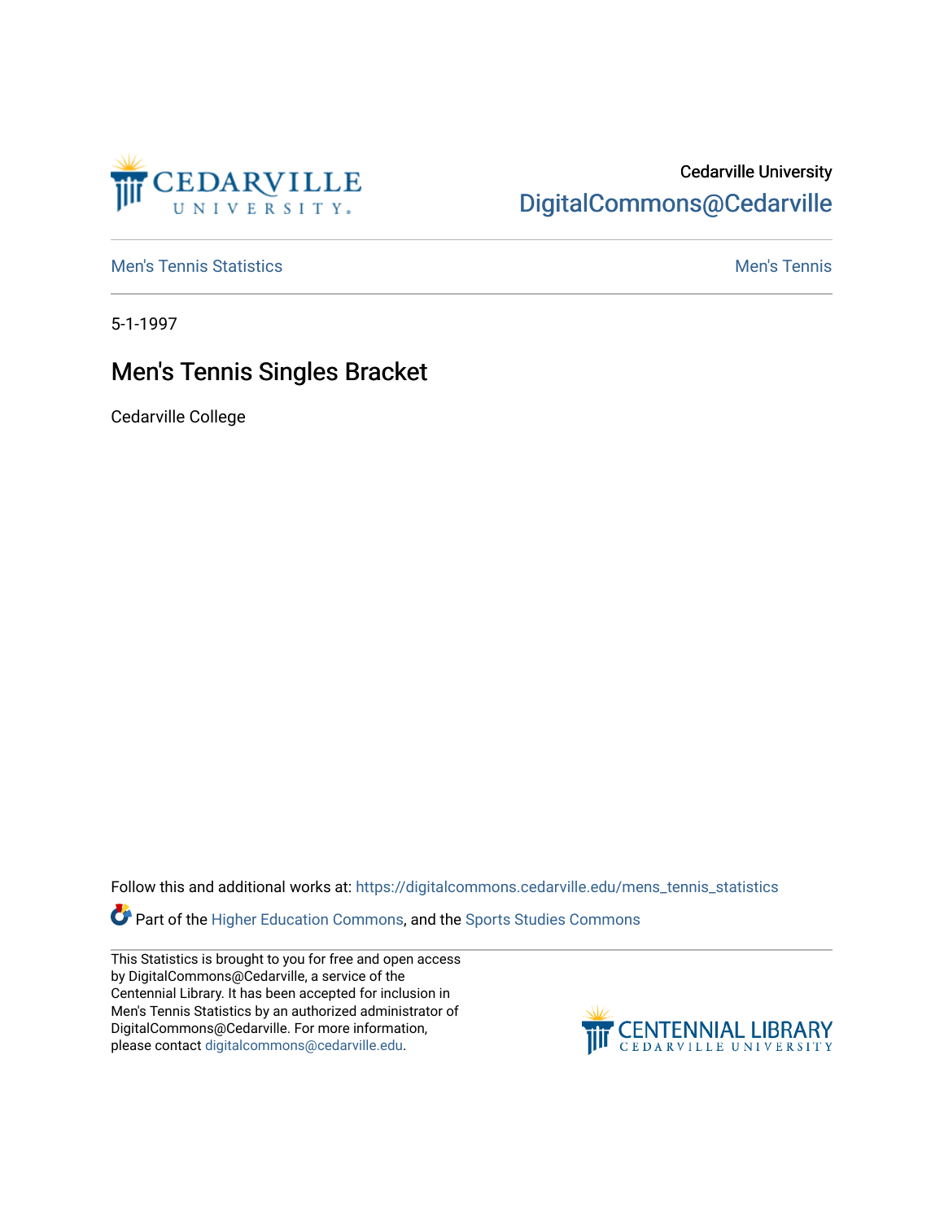Cedarville University

DigitalCommons@Cedarville

Men's Tennis Statistics | Men's Tennis

5-1-1997

# Men's Tennis Singles Bracket

Cedarville College

Follow this and additional works at: https://digitalcommons.cedarville.edu/mens_tennis_statistics

Part of the Higher Education Commons, and the Sports Studies Commons

This Statistics is brought to you for free and open access by DigitalCommons@Cedarville, a service of the Centennial Library. It has been accepted for inclusion in Men's Tennis Statistics by an authorized administrator of DigitalCommons@Cedarville. For more information, please contact digitalcommons@cedarville.edu.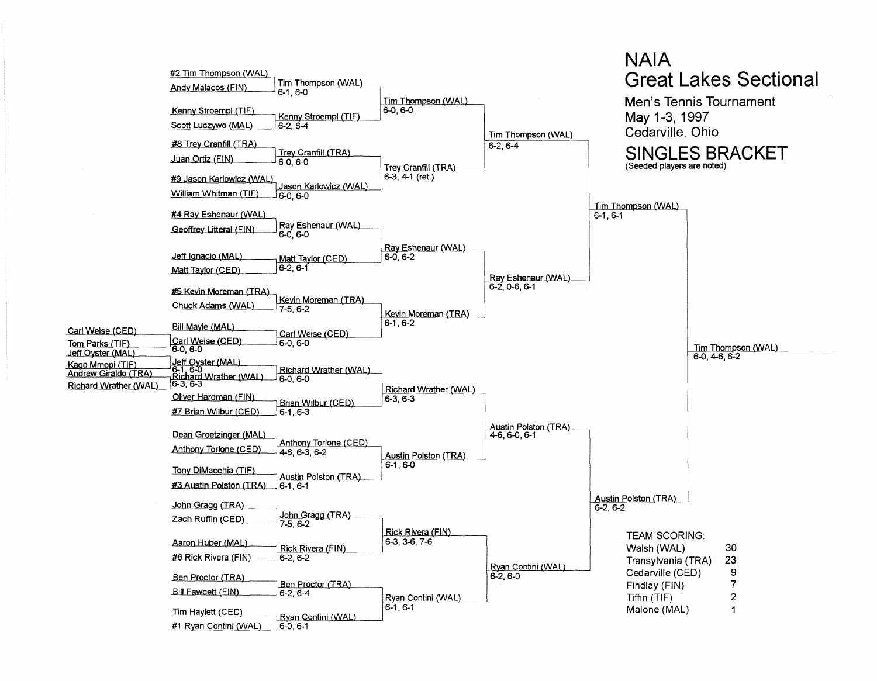# NAIA Great Lakes Sectional

## Men's Tennis Tournament

May 1-3, 1997

Cedarville, Ohio

## SINGLES BRACKET

(Seeded players are noted)

### Preliminary Round

Carl Weise (CED)
Tom Parks (TIF)
Carl Weise (CED)
6-0, 6-0

Jeff Oyster (MAL)
Kago Mmopi (TIF)
Jeff Oyster (MAL)
6-1, 6-0

Andrew Giraldo (TRA)
Richard Wrather (WAL)
Richard Wrather (WAL)
6-3, 6-3

### First Round

#2 Tim Thompson (WAL)
Andy Malacos (FIN)
Tim Thompson (WAL)
6-1, 6-0

Kenny Stroempl (TIF)
Scott Luczywo (MAL)
Kenny Stroempl (TIF)
6-2, 6-4

#8 Trey Cranfill (TRA)
Juan Ortiz (FIN)
Trey Cranfill (TRA)
6-0, 6-0

#9 Jason Karlowicz (WAL)
William Whitman (TIF)
Jason Karlowicz (WAL)
6-0, 6-0

#4 Ray Eshenaur (WAL)
Geoffrey Litteral (FIN)
Ray Eshenaur (WAL)
6-0, 6-0

Jeff Ignacio (MAL)
Matt Taylor (CED)
Matt Taylor (CED)
6-2, 6-1

#5 Kevin Moreman (TRA)
Chuck Adams (WAL)
Kevin Moreman (TRA)
7-5, 6-2

Bill Mayle (MAL)
Carl Weise (CED)
Carl Weise (CED)
6-0, 6-0

Jeff Oyster (MAL)
Richard Wrather (WAL)
Richard Wrather (WAL)
6-0, 6-0

Oliver Hardman (FIN)
#7 Brian Wilbur (CED)
Brian Wilbur (CED)
6-1, 6-3

Dean Groetzinger (MAL)
Anthony Torlone (CED)
Anthony Torlone (CED)
4-6, 6-3, 6-2

Tony DiMacchia (TIF)
#3 Austin Polston (TRA)
Austin Polston (TRA)
6-1, 6-1

John Gragg (TRA)
Zach Ruffin (CED)
John Gragg (TRA)
7-5, 6-2

Aaron Huber (MAL)
#6 Rick Rivera (FIN)
Rick Rivera (FIN)
6-2, 6-2

Ben Proctor (TRA)
Bill Fawcett (FIN)
Ben Proctor (TRA)
6-2, 6-4

Tim Haylett (CED)
#1 Ryan Contini (WAL)
Ryan Contini (WAL)
6-0, 6-1

### Second Round

Tim Thompson (WAL)
6-0, 6-0

Trey Cranfill (TRA)
6-3, 4-1 (ret.)

Ray Eshenaur (WAL)
6-0, 6-2

Kevin Moreman (TRA)
6-1, 6-2

Richard Wrather (WAL)
6-3, 6-3

Austin Polston (TRA)
6-1, 6-0

Rick Rivera (FIN)
6-3, 3-6, 7-6

Ryan Contini (WAL)
6-1, 6-1

### Quarterfinals

Tim Thompson (WAL)
6-2, 6-4

Ray Eshenaur (WAL)
6-2, 0-6, 6-1

Austin Polston (TRA)
4-6, 6-0, 6-1

Ryan Contini (WAL)
6-2, 6-0

### Semifinals

Tim Thompson (WAL)
6-1, 6-1

Austin Polston (TRA)
6-2, 6-2

### Final

Tim Thompson (WAL)
6-0, 4-6, 6-2

### TEAM SCORING:

| | |
|---|---|
| Walsh (WAL) | 30 |
| Transylvania (TRA) | 23 |
| Cedarville (CED) | 9 |
| Findlay (FIN) | 7 |
| Tiffin (TIF) | 2 |
| Malone (MAL) | 1 |